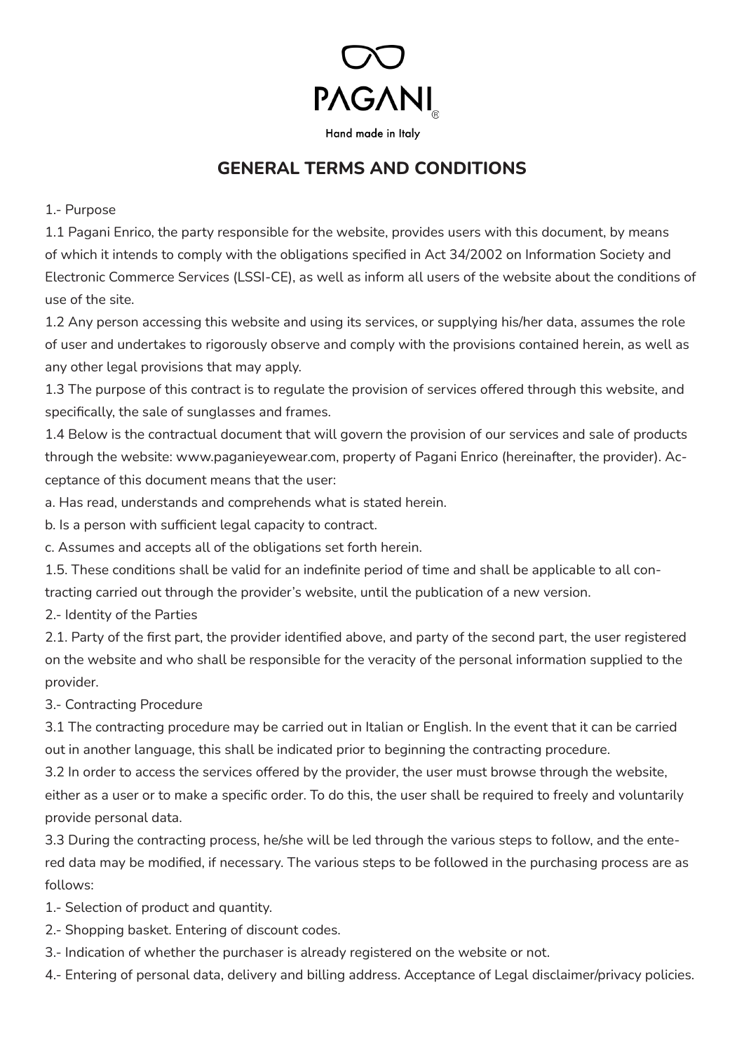PAGANI®

Hand made in Italy

# GENERAL TERMS AND CONDITIONS

1.- Purpose

1.1 Pagani Enrico, the party responsible for the website, provides users with this document, by means of which it intends to comply with the obligations specified in Act 34/2002 on Information Society and Electronic Commerce Services (LSSI-CE), as well as inform all users of the website about the conditions of use of the site.

1.2 Any person accessing this website and using its services, or supplying his/her data, assumes the role of user and undertakes to rigorously observe and comply with the provisions contained herein, as well as any other legal provisions that may apply.

1.3 The purpose of this contract is to regulate the provision of services offered through this website, and specifically, the sale of sunglasses and frames.

1.4 Below is the contractual document that will govern the provision of our services and sale of products through the website: www.paganieyewear.com, property of Pagani Enrico (hereinafter, the provider). Acceptance of this document means that the user:

a. Has read, understands and comprehends what is stated herein.

b. Is a person with sufficient legal capacity to contract.

c. Assumes and accepts all of the obligations set forth herein.

1.5. These conditions shall be valid for an indefinite period of time and shall be applicable to all contracting carried out through the provider's website, until the publication of a new version.

2.- Identity of the Parties

2.1. Party of the first part, the provider identified above, and party of the second part, the user registered on the website and who shall be responsible for the veracity of the personal information supplied to the provider.

3.- Contracting Procedure

3.1 The contracting procedure may be carried out in Italian or English. In the event that it can be carried out in another language, this shall be indicated prior to beginning the contracting procedure.

3.2 In order to access the services offered by the provider, the user must browse through the website, either as a user or to make a specific order. To do this, the user shall be required to freely and voluntarily provide personal data.

3.3 During the contracting process, he/she will be led through the various steps to follow, and the entered data may be modified, if necessary. The various steps to be followed in the purchasing process are as follows:

1.- Selection of product and quantity.

2.- Shopping basket. Entering of discount codes.

3.- Indication of whether the purchaser is already registered on the website or not.

4.- Entering of personal data, delivery and billing address. Acceptance of Legal disclaimer/privacy policies.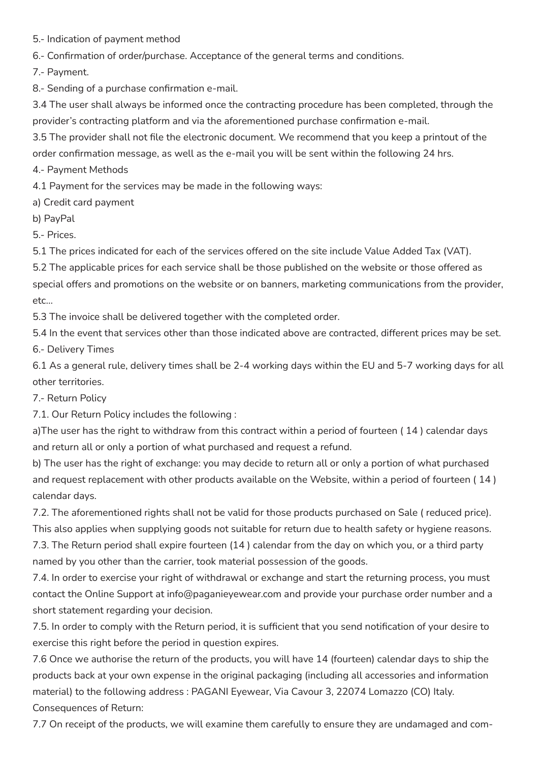5.- Indication of payment method

6.- Confirmation of order/purchase. Acceptance of the general terms and conditions.

7.- Payment.

8.- Sending of a purchase confirmation e-mail.

3.4 The user shall always be informed once the contracting procedure has been completed, through the provider's contracting platform and via the aforementioned purchase confirmation e-mail.

3.5 The provider shall not file the electronic document. We recommend that you keep a printout of the order confirmation message, as well as the e-mail you will be sent within the following 24 hrs.

4.- Payment Methods

4.1 Payment for the services may be made in the following ways:

a) Credit card payment

b) PayPal

5.- Prices.

5.1 The prices indicated for each of the services offered on the site include Value Added Tax (VAT).

5.2 The applicable prices for each service shall be those published on the website or those offered as special offers and promotions on the website or on banners, marketing communications from the provider, etc...

5.3 The invoice shall be delivered together with the completed order.

5.4 In the event that services other than those indicated above are contracted, different prices may be set.

6.- Delivery Times

6.1 As a general rule, delivery times shall be 2-4 working days within the EU and 5-7 working days for all other territories.

7.- Return Policy

7.1. Our Return Policy includes the following :

a)The user has the right to withdraw from this contract within a period of fourteen ( 14 ) calendar days and return all or only a portion of what purchased and request a refund.

b) The user has the right of exchange: you may decide to return all or only a portion of what purchased and request replacement with other products available on the Website, within a period of fourteen ( 14 ) calendar days.

7.2. The aforementioned rights shall not be valid for those products purchased on Sale ( reduced price). This also applies when supplying goods not suitable for return due to health safety or hygiene reasons.

7.3. The Return period shall expire fourteen (14 ) calendar from the day on which you, or a third party named by you other than the carrier, took material possession of the goods.

7.4. In order to exercise your right of withdrawal or exchange and start the returning process, you must contact the Online Support at info@paganieyewear.com and provide your purchase order number and a short statement regarding your decision.

7.5. In order to comply with the Return period, it is sufficient that you send notification of your desire to exercise this right before the period in question expires.

7.6 Once we authorise the return of the products, you will have 14 (fourteen) calendar days to ship the products back at your own expense in the original packaging (including all accessories and information material) to the following address : PAGANI Eyewear, Via Cavour 3, 22074 Lomazzo (CO) Italy.

Consequences of Return:

7.7 On receipt of the products, we will examine them carefully to ensure they are undamaged and com-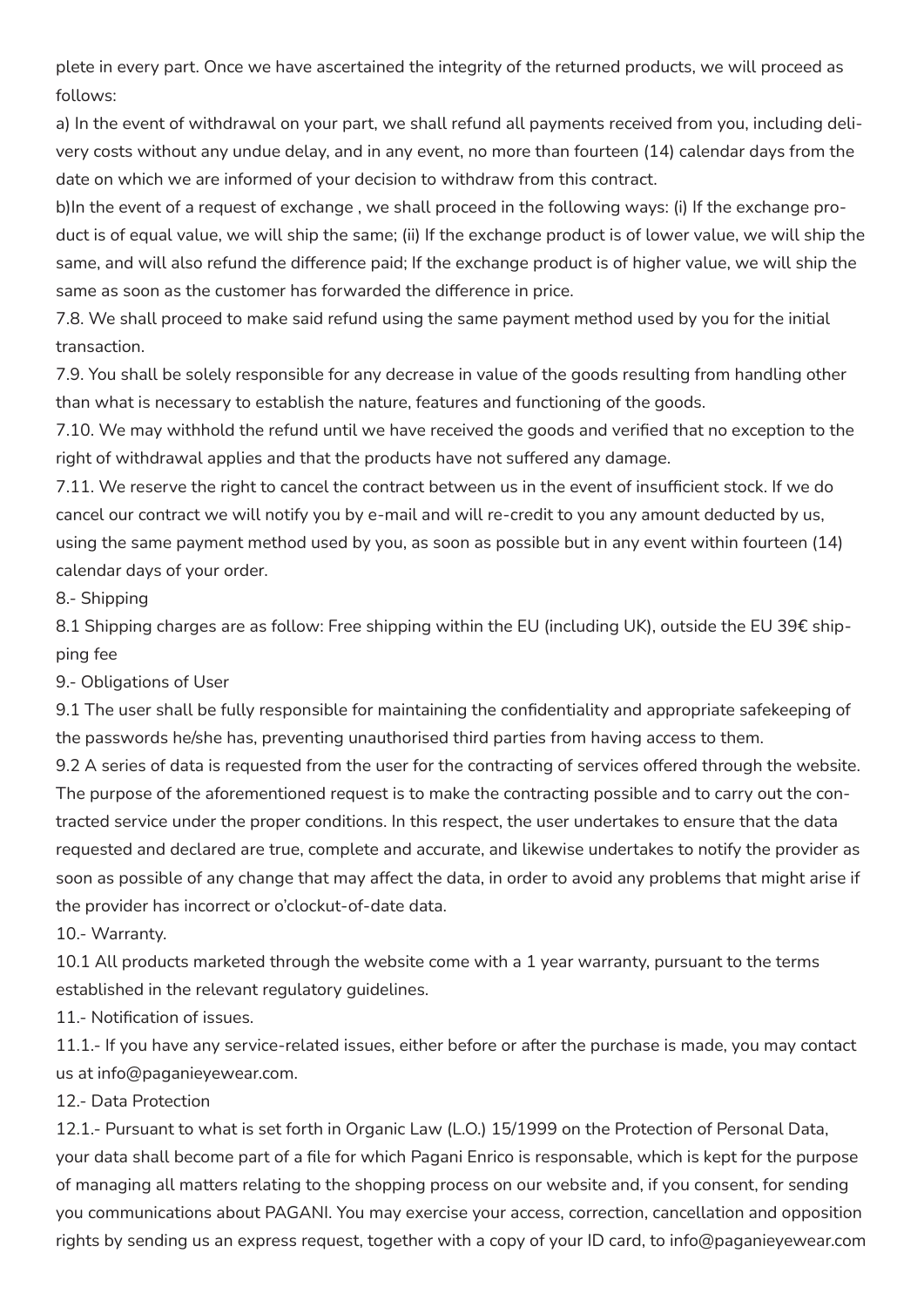plete in every part. Once we have ascertained the integrity of the returned products, we will proceed as follows:

a) In the event of withdrawal on your part, we shall refund all payments received from you, including delivery costs without any undue delay, and in any event, no more than fourteen (14) calendar days from the date on which we are informed of your decision to withdraw from this contract.

b)In the event of a request of exchange , we shall proceed in the following ways: (i) If the exchange product is of equal value, we will ship the same; (ii) If the exchange product is of lower value, we will ship the same, and will also refund the difference paid; If the exchange product is of higher value, we will ship the same as soon as the customer has forwarded the difference in price.

7.8. We shall proceed to make said refund using the same payment method used by you for the initial transaction.

7.9. You shall be solely responsible for any decrease in value of the goods resulting from handling other than what is necessary to establish the nature, features and functioning of the goods.

7.10. We may withhold the refund until we have received the goods and verified that no exception to the right of withdrawal applies and that the products have not suffered any damage.

7.11. We reserve the right to cancel the contract between us in the event of insufficient stock. If we do cancel our contract we will notify you by e-mail and will re-credit to you any amount deducted by us, using the same payment method used by you, as soon as possible but in any event within fourteen (14) calendar days of your order.

8.- Shipping

8.1 Shipping charges are as follow: Free shipping within the EU (including UK), outside the EU 39€ shipping fee

9.- Obligations of User

9.1 The user shall be fully responsible for maintaining the confidentiality and appropriate safekeeping of the passwords he/she has, preventing unauthorised third parties from having access to them.

9.2 A series of data is requested from the user for the contracting of services offered through the website. The purpose of the aforementioned request is to make the contracting possible and to carry out the contracted service under the proper conditions. In this respect, the user undertakes to ensure that the data requested and declared are true, complete and accurate, and likewise undertakes to notify the provider as soon as possible of any change that may affect the data, in order to avoid any problems that might arise if the provider has incorrect or o'clockut-of-date data.

10.- Warranty.

10.1 All products marketed through the website come with a 1 year warranty, pursuant to the terms established in the relevant regulatory guidelines.

11.- Notification of issues.

11.1.- If you have any service-related issues, either before or after the purchase is made, you may contact us at info@paganieyewear.com.

12.- Data Protection

12.1.- Pursuant to what is set forth in Organic Law (L.O.) 15/1999 on the Protection of Personal Data, your data shall become part of a file for which Pagani Enrico is responsable, which is kept for the purpose of managing all matters relating to the shopping process on our website and, if you consent, for sending you communications about PAGANI. You may exercise your access, correction, cancellation and opposition rights by sending us an express request, together with a copy of your ID card, to info@paganieyewear.com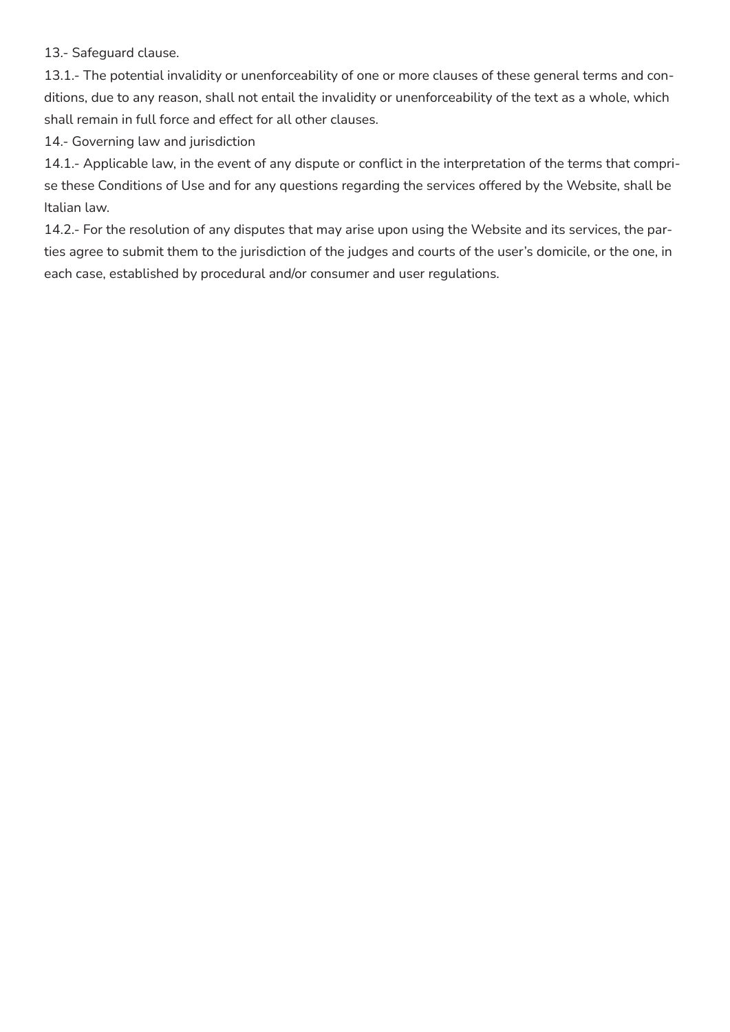13.- Safeguard clause.

13.1.- The potential invalidity or unenforceability of one or more clauses of these general terms and conditions, due to any reason, shall not entail the invalidity or unenforceability of the text as a whole, which shall remain in full force and effect for all other clauses.

14.- Governing law and jurisdiction

14.1.- Applicable law, in the event of any dispute or conflict in the interpretation of the terms that comprise these Conditions of Use and for any questions regarding the services offered by the Website, shall be Italian law.

14.2.- For the resolution of any disputes that may arise upon using the Website and its services, the parties agree to submit them to the jurisdiction of the judges and courts of the user's domicile, or the one, in each case, established by procedural and/or consumer and user regulations.